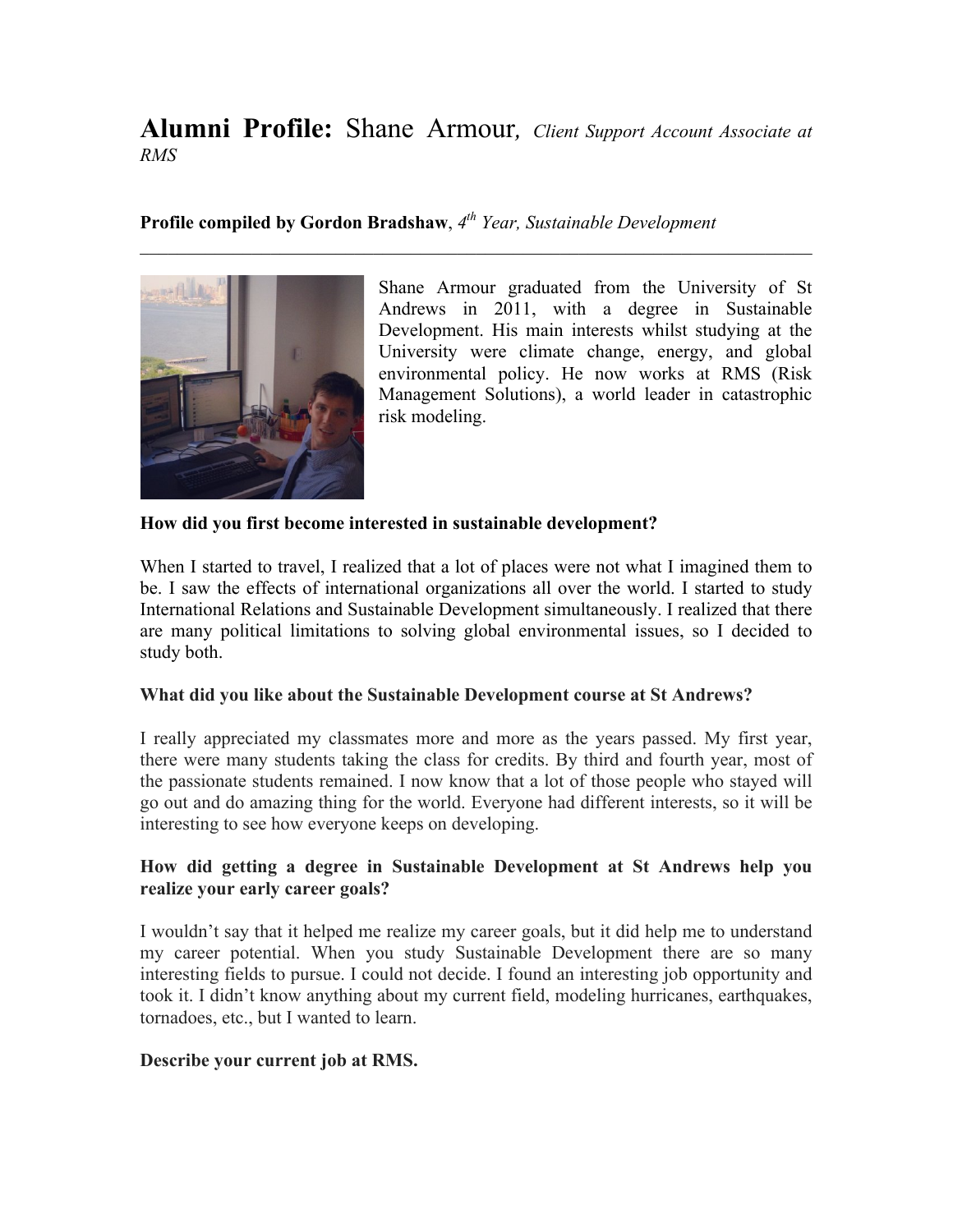# **Alumni Profile:** Shane Armour, *Client Support Account Associate at RMS*

**Profile compiled by Gordon Bradshaw**, *4th Year, Sustainable Development*

---

Shane Armour graduated from the University of St Andrews in 2011, with a degree in Sustainable Development. His main interests whilst studying at the University were climate change, energy, and global environmental policy. He now works at RMS (Risk Management Solutions), a world leader in catastrophic risk modeling.

**How did you first become interested in sustainable development?**

When I started to travel, I realized that a lot of places were not what I imagined them to be. I saw the effects of international organizations all over the world. I started to study International Relations and Sustainable Development simultaneously. I realized that there are many political limitations to solving global environmental issues, so I decided to study both.

**What did you like about the Sustainable Development course at St Andrews?**

I really appreciated my classmates more and more as the years passed. My first year, there were many students taking the class for credits. By third and fourth year, most of the passionate students remained. I now know that a lot of those people who stayed will go out and do amazing thing for the world. Everyone had different interests, so it will be interesting to see how everyone keeps on developing.

**How did getting a degree in Sustainable Development at St Andrews help you realize your early career goals?**

I wouldn't say that it helped me realize my career goals, but it did help me to understand my career potential. When you study Sustainable Development there are so many interesting fields to pursue. I could not decide. I found an interesting job opportunity and took it. I didn't know anything about my current field, modeling hurricanes, earthquakes, tornadoes, etc., but I wanted to learn.

**Describe your current job at RMS.**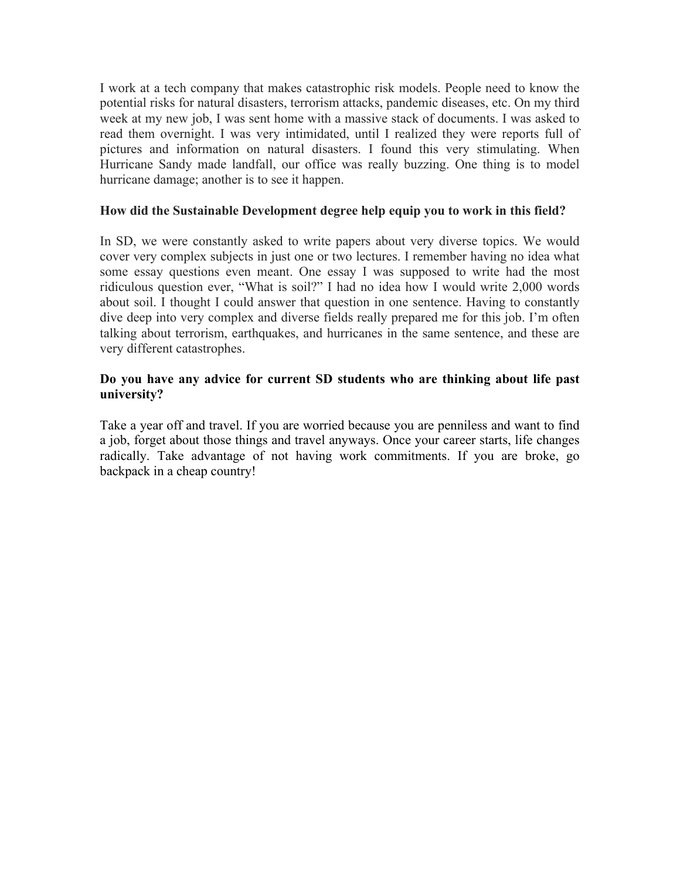I work at a tech company that makes catastrophic risk models. People need to know the potential risks for natural disasters, terrorism attacks, pandemic diseases, etc. On my third week at my new job, I was sent home with a massive stack of documents. I was asked to read them overnight. I was very intimidated, until I realized they were reports full of pictures and information on natural disasters. I found this very stimulating. When Hurricane Sandy made landfall, our office was really buzzing. One thing is to model hurricane damage; another is to see it happen.

**How did the Sustainable Development degree help equip you to work in this field?**

In SD, we were constantly asked to write papers about very diverse topics. We would cover very complex subjects in just one or two lectures. I remember having no idea what some essay questions even meant. One essay I was supposed to write had the most ridiculous question ever, "What is soil?" I had no idea how I would write 2,000 words about soil. I thought I could answer that question in one sentence. Having to constantly dive deep into very complex and diverse fields really prepared me for this job. I'm often talking about terrorism, earthquakes, and hurricanes in the same sentence, and these are very different catastrophes.

**Do you have any advice for current SD students who are thinking about life past university?**

Take a year off and travel. If you are worried because you are penniless and want to find a job, forget about those things and travel anyways. Once your career starts, life changes radically. Take advantage of not having work commitments. If you are broke, go backpack in a cheap country!